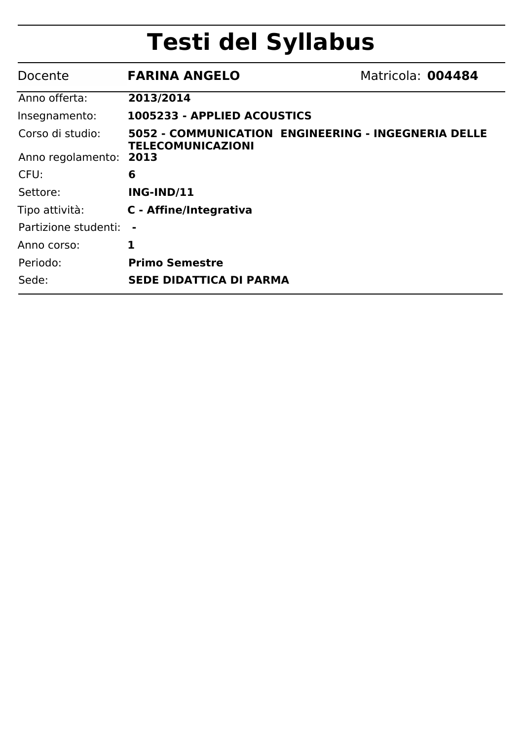# Testi del Syllabus

| Docente | **FARINA ANGELO** | Matricola: **004484** |
|---|---|---|
| Anno offerta: | **2013/2014** | |
| Insegnamento: | **1005233 - APPLIED ACOUSTICS** | |
| Corso di studio: | **5052 - COMMUNICATION ENGINEERING - INGEGNERIA DELLE TELECOMUNICAZIONI** | |
| Anno regolamento: | **2013** | |
| CFU: | **6** | |
| Settore: | **ING-IND/11** | |
| Tipo attività: | **C - Affine/Integrativa** | |
| Partizione studenti: | **-** | |
| Anno corso: | **1** | |
| Periodo: | **Primo Semestre** | |
| Sede: | **SEDE DIDATTICA DI PARMA** | |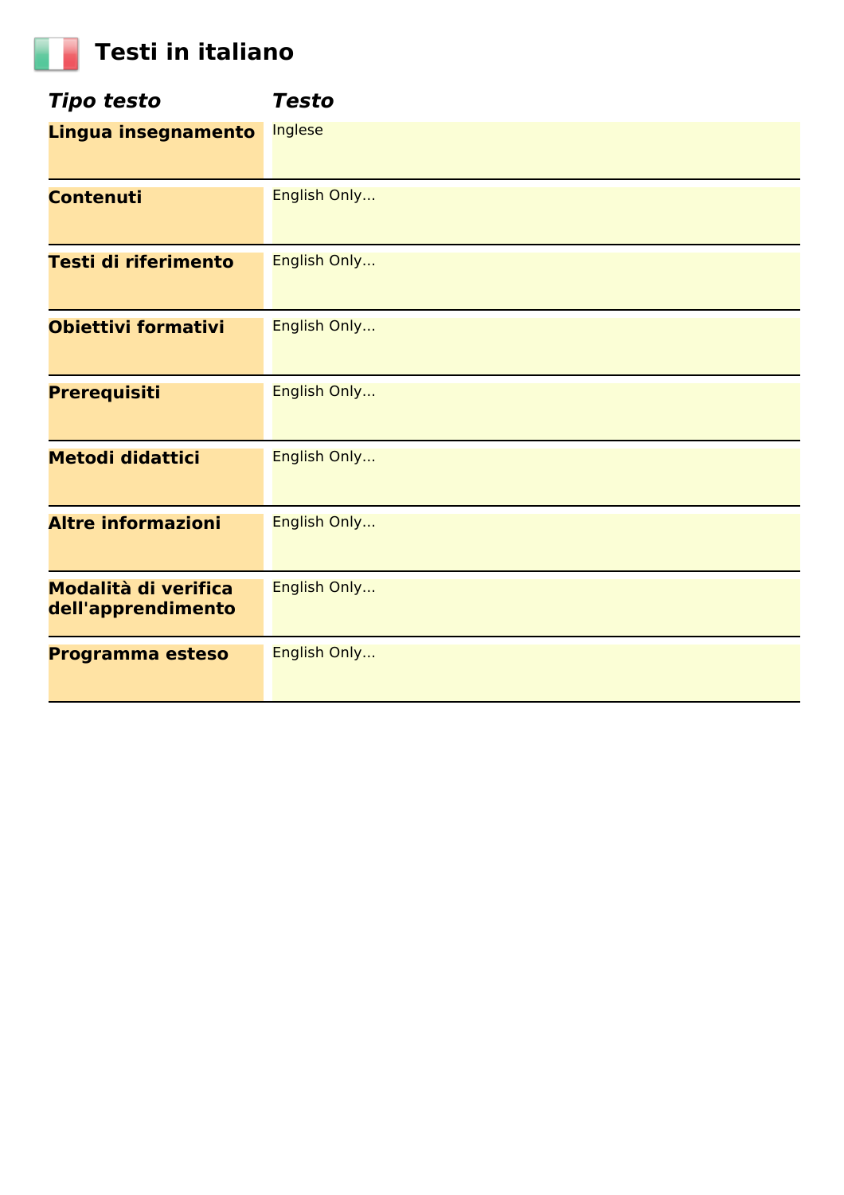# Testi in italiano

| *Tipo testo* | *Testo* |
|---|---|
| **Lingua insegnamento** | Inglese |
| **Contenuti** | English Only... |
| **Testi di riferimento** | English Only... |
| **Obiettivi formativi** | English Only... |
| **Prerequisiti** | English Only... |
| **Metodi didattici** | English Only... |
| **Altre informazioni** | English Only... |
| **Modalità di verifica dell'apprendimento** | English Only... |
| **Programma esteso** | English Only... |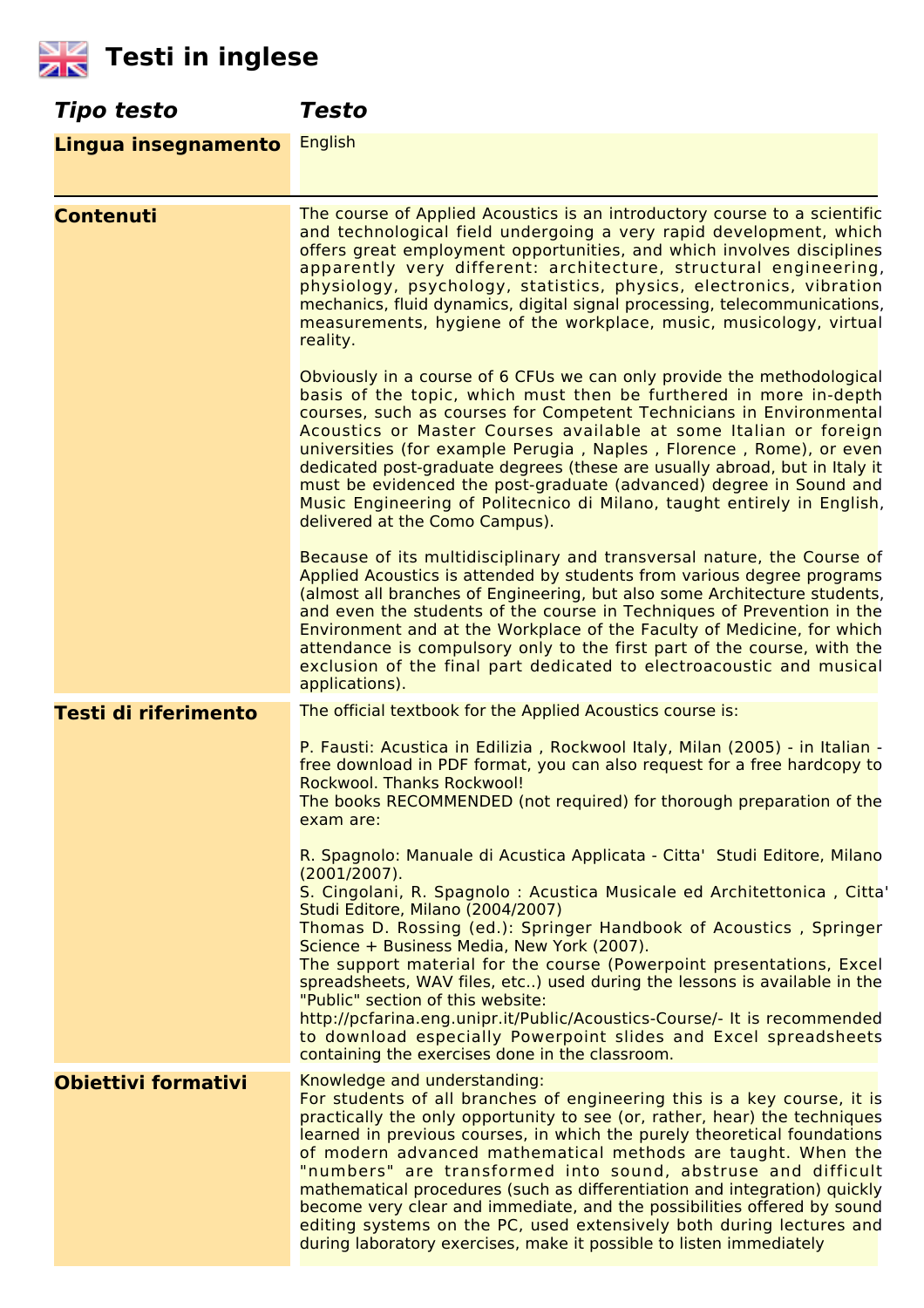# Testi in inglese

| *Tipo testo* | *Testo* |
|---|---|
| **Lingua insegnamento** | English |
| **Contenuti** | The course of Applied Acoustics is an introductory course to a scientific and technological field undergoing a very rapid development, which offers great employment opportunities, and which involves disciplines apparently very different: architecture, structural engineering, physiology, psychology, statistics, physics, electronics, vibration mechanics, fluid dynamics, digital signal processing, telecommunications, measurements, hygiene of the workplace, music, musicology, virtual reality.<br><br>Obviously in a course of 6 CFUs we can only provide the methodological basis of the topic, which must then be furthered in more in-depth courses, such as courses for Competent Technicians in Environmental Acoustics or Master Courses available at some Italian or foreign universities (for example Perugia , Naples , Florence , Rome), or even dedicated post-graduate degrees (these are usually abroad, but in Italy it must be evidenced the post-graduate (advanced) degree in Sound and Music Engineering of Politecnico di Milano, taught entirely in English, delivered at the Como Campus).<br><br>Because of its multidisciplinary and transversal nature, the Course of Applied Acoustics is attended by students from various degree programs (almost all branches of Engineering, but also some Architecture students, and even the students of the course in Techniques of Prevention in the Environment and at the Workplace of the Faculty of Medicine, for which attendance is compulsory only to the first part of the course, with the exclusion of the final part dedicated to electroacoustic and musical applications). |
| **Testi di riferimento** | The official textbook for the Applied Acoustics course is:<br><br>P. Fausti: Acustica in Edilizia , Rockwool Italy, Milan (2005) - in Italian - free download in PDF format, you can also request for a free hardcopy to Rockwool. Thanks Rockwool!<br>The books RECOMMENDED (not required) for thorough preparation of the exam are:<br><br>R. Spagnolo: Manuale di Acustica Applicata - Citta' Studi Editore, Milano (2001/2007).<br>S. Cingolani, R. Spagnolo : Acustica Musicale ed Architettonica , Citta' Studi Editore, Milano (2004/2007)<br>Thomas D. Rossing (ed.): Springer Handbook of Acoustics , Springer Science + Business Media, New York (2007).<br>The support material for the course (Powerpoint presentations, Excel spreadsheets, WAV files, etc..) used during the lessons is available in the "Public" section of this website:<br>http://pcfarina.eng.unipr.it/Public/Acoustics-Course/- It is recommended to download especially Powerpoint slides and Excel spreadsheets containing the exercises done in the classroom. |
| **Obiettivi formativi** | Knowledge and understanding:<br>For students of all branches of engineering this is a key course, it is practically the only opportunity to see (or, rather, hear) the techniques learned in previous courses, in which the purely theoretical foundations of modern advanced mathematical methods are taught. When the "numbers" are transformed into sound, abstruse and difficult mathematical procedures (such as differentiation and integration) quickly become very clear and immediate, and the possibilities offered by sound editing systems on the PC, used extensively both during lectures and during laboratory exercises, make it possible to listen immediately |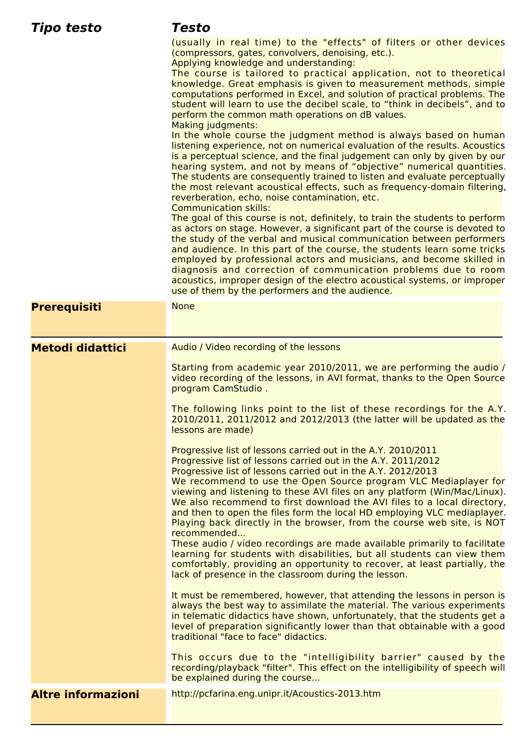| Tipo testo | Testo |
| --- | --- |
| | (usually in real time) to the "effects" of filters or other devices (compressors, gates, convolvers, denoising, etc.).<br>Applying knowledge and understanding:<br>The course is tailored to practical application, not to theoretical knowledge. Great emphasis is given to measurement methods, simple computations performed in Excel, and solution of practical problems. The student will learn to use the decibel scale, to “think in decibels”, and to perform the common math operations on dB values.<br>Making judgments:<br>In the whole course the judgment method is always based on human listening experience, not on numerical evaluation of the results. Acoustics is a perceptual science, and the final judgement can only by given by our hearing system, and not by means of “objective” numerical quantities. The students are consequently trained to listen and evaluate perceptually the most relevant acoustical effects, such as frequency-domain filtering, reverberation, echo, noise contamination, etc.<br>Communication skills:<br>The goal of this course is not, definitely, to train the students to perform as actors on stage. However, a significant part of the course is devoted to the study of the verbal and musical communication between performers and audience. In this part of the course, the students learn some tricks employed by professional actors and musicians, and become skilled in diagnosis and correction of communication problems due to room acoustics, improper design of the electro acoustical systems, or improper use of them by the performers and the audience. |
| **Prerequisiti** | None |
| **Metodi didattici** | Audio / Video recording of the lessons<br><br>Starting from academic year 2010/2011, we are performing the audio / video recording of the lessons, in AVI format, thanks to the Open Source program CamStudio .<br><br>The following links point to the list of these recordings for the A.Y. 2010/2011, 2011/2012 and 2012/2013 (the latter will be updated as the lessons are made)<br><br>Progressive list of lessons carried out in the A.Y. 2010/2011<br>Progressive list of lessons carried out in the A.Y. 2011/2012<br>Progressive list of lessons carried out in the A.Y. 2012/2013<br>We recommend to use the Open Source program VLC Mediaplayer for viewing and listening to these AVI files on any platform (Win/Mac/Linux). We also recommend to first download the AVI files to a local directory, and then to open the files form the local HD employing VLC mediaplayer. Playing back directly in the browser, from the course web site, is NOT recommended...<br>These audio / video recordings are made available primarily to facilitate learning for students with disabilities, but all students can view them comfortably, providing an opportunity to recover, at least partially, the lack of presence in the classroom during the lesson.<br><br>It must be remembered, however, that attending the lessons in person is always the best way to assimilate the material. The various experiments in telematic didactics have shown, unfortunately, that the students get a level of preparation significantly lower than that obtainable with a good traditional "face to face" didactics.<br><br>This occurs due to the "intelligibility barrier" caused by the recording/playback "filter". This effect on the intelligibility of speech will be explained during the course... |
| **Altre informazioni** | http://pcfarina.eng.unipr.it/Acoustics-2013.htm |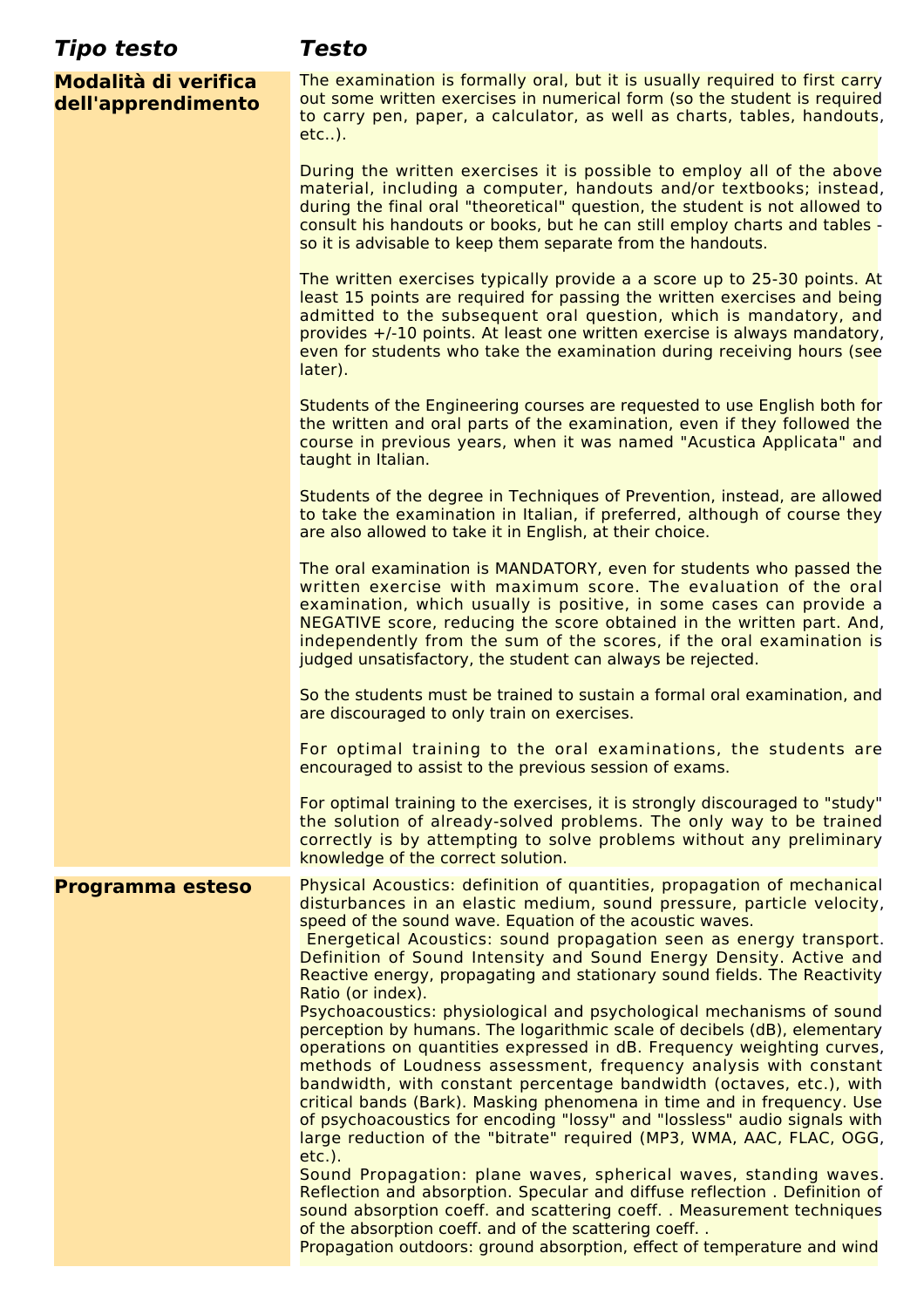| *Tipo testo* | *Testo* |
|---|---|
| **Modalità di verifica dell'apprendimento** | The examination is formally oral, but it is usually required to first carry out some written exercises in numerical form (so the student is required to carry pen, paper, a calculator, as well as charts, tables, handouts, etc..).<br><br>During the written exercises it is possible to employ all of the above material, including a computer, handouts and/or textbooks; instead, during the final oral "theoretical" question, the student is not allowed to consult his handouts or books, but he can still employ charts and tables - so it is advisable to keep them separate from the handouts.<br><br>The written exercises typically provide a a score up to 25-30 points. At least 15 points are required for passing the written exercises and being admitted to the subsequent oral question, which is mandatory, and provides +/-10 points. At least one written exercise is always mandatory, even for students who take the examination during receiving hours (see later).<br><br>Students of the Engineering courses are requested to use English both for the written and oral parts of the examination, even if they followed the course in previous years, when it was named "Acustica Applicata" and taught in Italian.<br><br>Students of the degree in Techniques of Prevention, instead, are allowed to take the examination in Italian, if preferred, although of course they are also allowed to take it in English, at their choice.<br><br>The oral examination is MANDATORY, even for students who passed the written exercise with maximum score. The evaluation of the oral examination, which usually is positive, in some cases can provide a NEGATIVE score, reducing the score obtained in the written part. And, independently from the sum of the scores, if the oral examination is judged unsatisfactory, the student can always be rejected.<br><br>So the students must be trained to sustain a formal oral examination, and are discouraged to only train on exercises.<br><br>For optimal training to the oral examinations, the students are encouraged to assist to the previous session of exams.<br><br>For optimal training to the exercises, it is strongly discouraged to "study" the solution of already-solved problems. The only way to be trained correctly is by attempting to solve problems without any preliminary knowledge of the correct solution. |
| **Programma esteso** | Physical Acoustics: definition of quantities, propagation of mechanical disturbances in an elastic medium, sound pressure, particle velocity, speed of the sound wave. Equation of the acoustic waves.<br>Energetical Acoustics: sound propagation seen as energy transport. Definition of Sound Intensity and Sound Energy Density. Active and Reactive energy, propagating and stationary sound fields. The Reactivity Ratio (or index).<br>Psychoacoustics: physiological and psychological mechanisms of sound perception by humans. The logarithmic scale of decibels (dB), elementary operations on quantities expressed in dB. Frequency weighting curves, methods of Loudness assessment, frequency analysis with constant bandwidth, with constant percentage bandwidth (octaves, etc.), with critical bands (Bark). Masking phenomena in time and in frequency. Use of psychoacoustics for encoding "lossy" and "lossless" audio signals with large reduction of the "bitrate" required (MP3, WMA, AAC, FLAC, OGG, etc.).<br>Sound Propagation: plane waves, spherical waves, standing waves. Reflection and absorption. Specular and diffuse reflection . Definition of sound absorption coeff. and scattering coeff. . Measurement techniques of the absorption coeff. and of the scattering coeff. .<br>Propagation outdoors: ground absorption, effect of temperature and wind |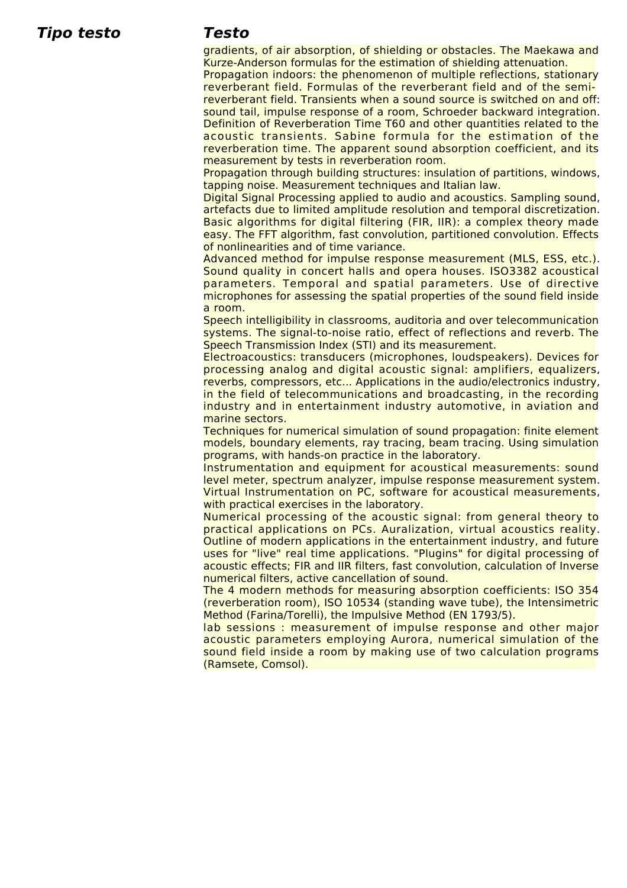| Tipo testo | Testo |
| --- | --- |
| | gradients, of air absorption, of shielding or obstacles. The Maekawa and Kurze-Anderson formulas for the estimation of shielding attenuation.<br>Propagation indoors: the phenomenon of multiple reflections, stationary reverberant field. Formulas of the reverberant field and of the semi-reverberant field. Transients when a sound source is switched on and off: sound tail, impulse response of a room, Schroeder backward integration. Definition of Reverberation Time T60 and other quantities related to the acoustic transients. Sabine formula for the estimation of the reverberation time. The apparent sound absorption coefficient, and its measurement by tests in reverberation room.<br>Propagation through building structures: insulation of partitions, windows, tapping noise. Measurement techniques and Italian law.<br>Digital Signal Processing applied to audio and acoustics. Sampling sound, artefacts due to limited amplitude resolution and temporal discretization. Basic algorithms for digital filtering (FIR, IIR): a complex theory made easy. The FFT algorithm, fast convolution, partitioned convolution. Effects of nonlinearities and of time variance.<br>Advanced method for impulse response measurement (MLS, ESS, etc.). Sound quality in concert halls and opera houses. ISO3382 acoustical parameters. Temporal and spatial parameters. Use of directive microphones for assessing the spatial properties of the sound field inside a room.<br>Speech intelligibility in classrooms, auditoria and over telecommunication systems. The signal-to-noise ratio, effect of reflections and reverb. The Speech Transmission Index (STI) and its measurement.<br>Electroacoustics: transducers (microphones, loudspeakers). Devices for processing analog and digital acoustic signal: amplifiers, equalizers, reverbs, compressors, etc... Applications in the audio/electronics industry, in the field of telecommunications and broadcasting, in the recording industry and in entertainment industry automotive, in aviation and marine sectors.<br>Techniques for numerical simulation of sound propagation: finite element models, boundary elements, ray tracing, beam tracing. Using simulation programs, with hands-on practice in the laboratory.<br>Instrumentation and equipment for acoustical measurements: sound level meter, spectrum analyzer, impulse response measurement system. Virtual Instrumentation on PC, software for acoustical measurements, with practical exercises in the laboratory.<br>Numerical processing of the acoustic signal: from general theory to practical applications on PCs. Auralization, virtual acoustics reality. Outline of modern applications in the entertainment industry, and future uses for "live" real time applications. "Plugins" for digital processing of acoustic effects; FIR and IIR filters, fast convolution, calculation of Inverse numerical filters, active cancellation of sound.<br>The 4 modern methods for measuring absorption coefficients: ISO 354 (reverberation room), ISO 10534 (standing wave tube), the Intensimetric Method (Farina/Torelli), the Impulsive Method (EN 1793/5).<br>lab sessions : measurement of impulse response and other major acoustic parameters employing Aurora, numerical simulation of the sound field inside a room by making use of two calculation programs (Ramsete, Comsol). |